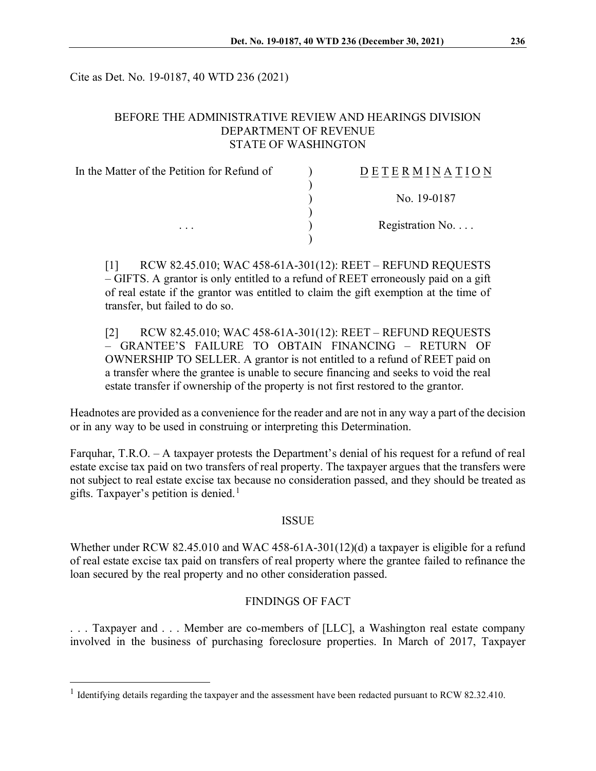Cite as Det. No. 19-0187, 40 WTD 236 (2021)

BEFORE THE ADMINISTRATIVE REVIEW AND HEARINGS DIVISION
DEPARTMENT OF REVENUE
STATE OF WASHINGTON

| In the Matter of the Petition for Refund of | ) | DETERMINATION |
|---|---|---|
| | ) | |
| | ) | No. 19-0187 |
| | ) | |
| . . . | ) | Registration No. . . . |
| | ) | |

[1] RCW 82.45.010; WAC 458-61A-301(12): REET – REFUND REQUESTS – GIFTS. A grantor is only entitled to a refund of REET erroneously paid on a gift of real estate if the grantor was entitled to claim the gift exemption at the time of transfer, but failed to do so.

[2] RCW 82.45.010; WAC 458-61A-301(12): REET – REFUND REQUESTS – GRANTEE'S FAILURE TO OBTAIN FINANCING – RETURN OF OWNERSHIP TO SELLER. A grantor is not entitled to a refund of REET paid on a transfer where the grantee is unable to secure financing and seeks to void the real estate transfer if ownership of the property is not first restored to the grantor.

Headnotes are provided as a convenience for the reader and are not in any way a part of the decision or in any way to be used in construing or interpreting this Determination.

Farquhar, T.R.O. – A taxpayer protests the Department's denial of his request for a refund of real estate excise tax paid on two transfers of real property. The taxpayer argues that the transfers were not subject to real estate excise tax because no consideration passed, and they should be treated as gifts. Taxpayer's petition is denied.[1]

## ISSUE

Whether under RCW 82.45.010 and WAC 458-61A-301(12)(d) a taxpayer is eligible for a refund of real estate excise tax paid on transfers of real property where the grantee failed to refinance the loan secured by the real property and no other consideration passed.

## FINDINGS OF FACT

. . . Taxpayer and . . . Member are co-members of [LLC], a Washington real estate company involved in the business of purchasing foreclosure properties. In March of 2017, Taxpayer

[1] Identifying details regarding the taxpayer and the assessment have been redacted pursuant to RCW 82.32.410.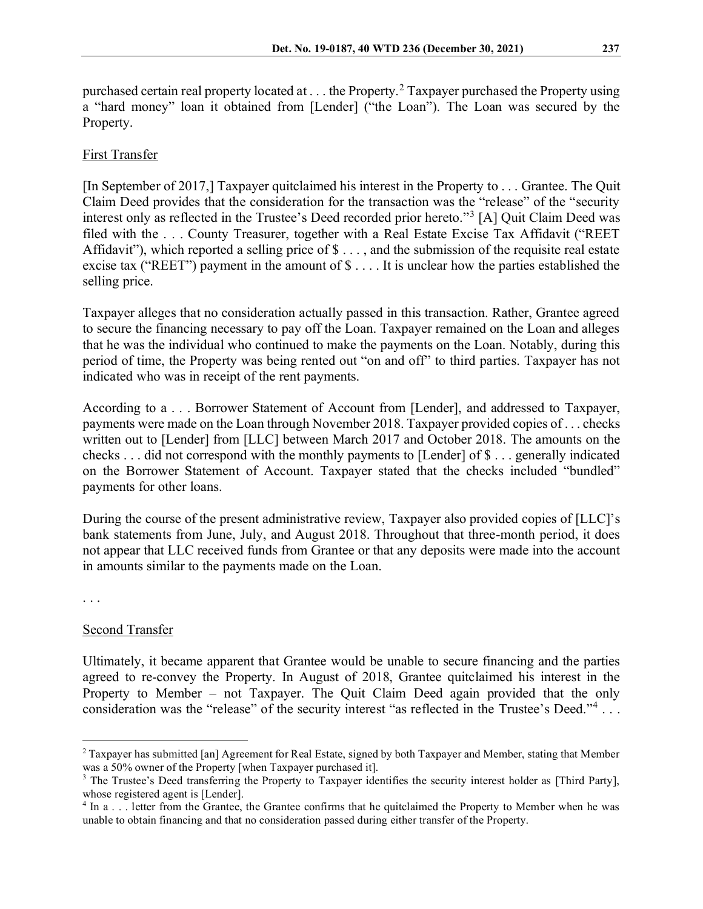purchased certain real property located at . . . the Property.[2] Taxpayer purchased the Property using a "hard money" loan it obtained from [Lender] ("the Loan"). The Loan was secured by the Property.

First Transfer

[In September of 2017,] Taxpayer quitclaimed his interest in the Property to . . . Grantee. The Quit Claim Deed provides that the consideration for the transaction was the "release" of the "security interest only as reflected in the Trustee's Deed recorded prior hereto."[3] [A] Quit Claim Deed was filed with the . . . County Treasurer, together with a Real Estate Excise Tax Affidavit ("REET Affidavit"), which reported a selling price of $ . . . , and the submission of the requisite real estate excise tax ("REET") payment in the amount of $ . . . . It is unclear how the parties established the selling price.

Taxpayer alleges that no consideration actually passed in this transaction. Rather, Grantee agreed to secure the financing necessary to pay off the Loan. Taxpayer remained on the Loan and alleges that he was the individual who continued to make the payments on the Loan. Notably, during this period of time, the Property was being rented out "on and off" to third parties. Taxpayer has not indicated who was in receipt of the rent payments.

According to a . . . Borrower Statement of Account from [Lender], and addressed to Taxpayer, payments were made on the Loan through November 2018. Taxpayer provided copies of . . . checks written out to [Lender] from [LLC] between March 2017 and October 2018. The amounts on the checks . . . did not correspond with the monthly payments to [Lender] of $ . . . generally indicated on the Borrower Statement of Account. Taxpayer stated that the checks included "bundled" payments for other loans.

During the course of the present administrative review, Taxpayer also provided copies of [LLC]'s bank statements from June, July, and August 2018. Throughout that three-month period, it does not appear that LLC received funds from Grantee or that any deposits were made into the account in amounts similar to the payments made on the Loan.

. . .

Second Transfer

Ultimately, it became apparent that Grantee would be unable to secure financing and the parties agreed to re-convey the Property. In August of 2018, Grantee quitclaimed his interest in the Property to Member – not Taxpayer. The Quit Claim Deed again provided that the only consideration was the "release" of the security interest "as reflected in the Trustee's Deed."[4] . . .

---

[2] Taxpayer has submitted [an] Agreement for Real Estate, signed by both Taxpayer and Member, stating that Member was a 50% owner of the Property [when Taxpayer purchased it].

[3] The Trustee's Deed transferring the Property to Taxpayer identifies the security interest holder as [Third Party], whose registered agent is [Lender].

[4] In a . . . letter from the Grantee, the Grantee confirms that he quitclaimed the Property to Member when he was unable to obtain financing and that no consideration passed during either transfer of the Property.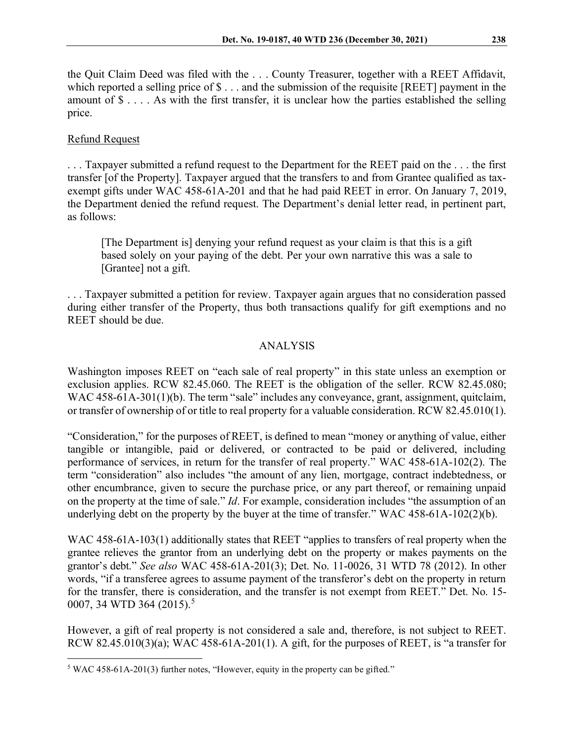the Quit Claim Deed was filed with the . . . County Treasurer, together with a REET Affidavit, which reported a selling price of $ . . . and the submission of the requisite [REET] payment in the amount of $ . . . . As with the first transfer, it is unclear how the parties established the selling price.

Refund Request

. . . Taxpayer submitted a refund request to the Department for the REET paid on the . . . the first transfer [of the Property]. Taxpayer argued that the transfers to and from Grantee qualified as tax-exempt gifts under WAC 458-61A-201 and that he had paid REET in error. On January 7, 2019, the Department denied the refund request. The Department's denial letter read, in pertinent part, as follows:

> [The Department is] denying your refund request as your claim is that this is a gift based solely on your paying of the debt. Per your own narrative this was a sale to [Grantee] not a gift.

. . . Taxpayer submitted a petition for review. Taxpayer again argues that no consideration passed during either transfer of the Property, thus both transactions qualify for gift exemptions and no REET should be due.

## ANALYSIS

Washington imposes REET on "each sale of real property" in this state unless an exemption or exclusion applies. RCW 82.45.060. The REET is the obligation of the seller. RCW 82.45.080; WAC 458-61A-301(1)(b). The term "sale" includes any conveyance, grant, assignment, quitclaim, or transfer of ownership of or title to real property for a valuable consideration. RCW 82.45.010(1).

"Consideration," for the purposes of REET, is defined to mean "money or anything of value, either tangible or intangible, paid or delivered, or contracted to be paid or delivered, including performance of services, in return for the transfer of real property." WAC 458-61A-102(2). The term "consideration" also includes "the amount of any lien, mortgage, contract indebtedness, or other encumbrance, given to secure the purchase price, or any part thereof, or remaining unpaid on the property at the time of sale." *Id*. For example, consideration includes "the assumption of an underlying debt on the property by the buyer at the time of transfer." WAC 458-61A-102(2)(b).

WAC 458-61A-103(1) additionally states that REET "applies to transfers of real property when the grantee relieves the grantor from an underlying debt on the property or makes payments on the grantor's debt." *See also* WAC 458-61A-201(3); Det. No. 11-0026, 31 WTD 78 (2012). In other words, "if a transferee agrees to assume payment of the transferor's debt on the property in return for the transfer, there is consideration, and the transfer is not exempt from REET." Det. No. 15-0007, 34 WTD 364 (2015).[5]

However, a gift of real property is not considered a sale and, therefore, is not subject to REET. RCW 82.45.010(3)(a); WAC 458-61A-201(1). A gift, for the purposes of REET, is "a transfer for

---

[5] WAC 458-61A-201(3) further notes, "However, equity in the property can be gifted."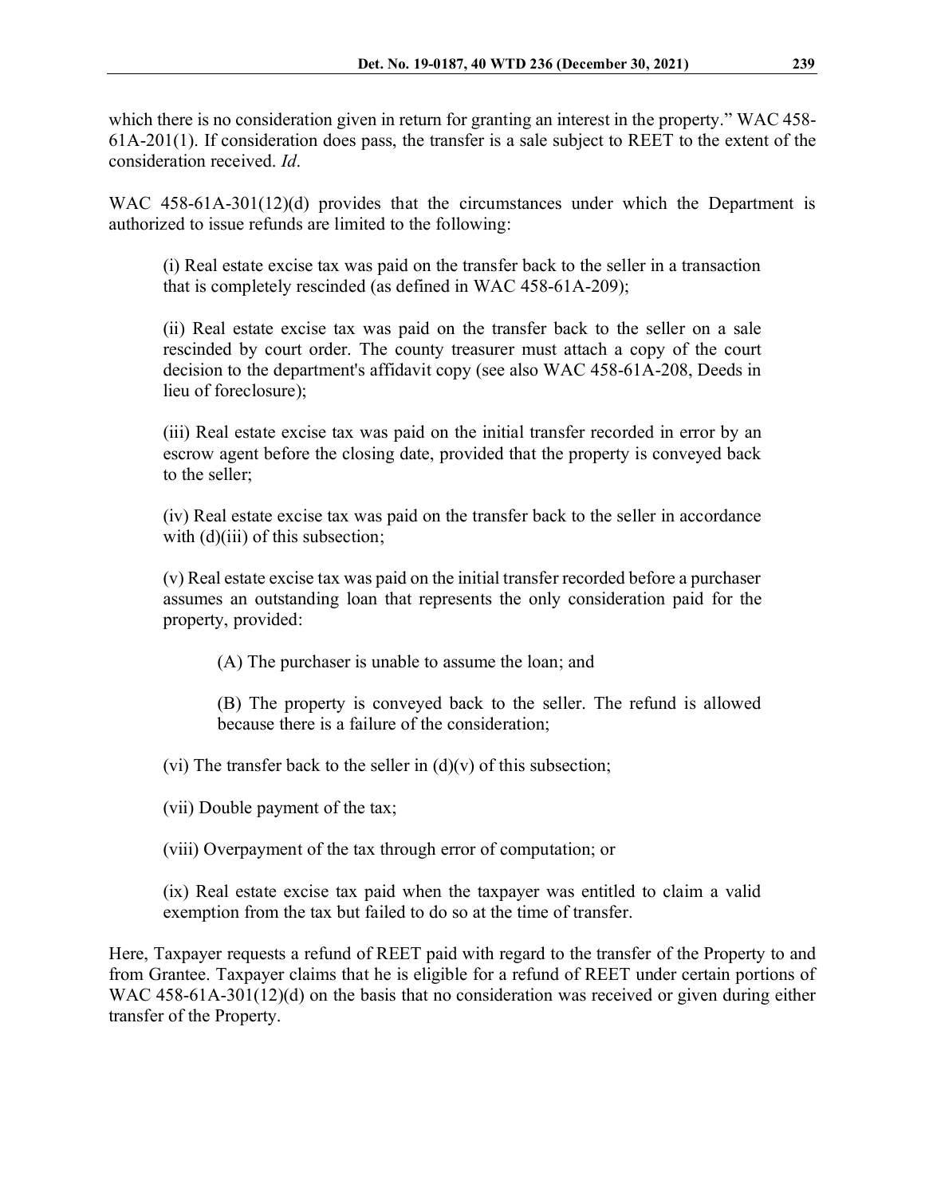which there is no consideration given in return for granting an interest in the property." WAC 458-61A-201(1). If consideration does pass, the transfer is a sale subject to REET to the extent of the consideration received. *Id*.

WAC 458-61A-301(12)(d) provides that the circumstances under which the Department is authorized to issue refunds are limited to the following:

> (i) Real estate excise tax was paid on the transfer back to the seller in a transaction that is completely rescinded (as defined in WAC 458-61A-209);
>
> (ii) Real estate excise tax was paid on the transfer back to the seller on a sale rescinded by court order. The county treasurer must attach a copy of the court decision to the department's affidavit copy (see also WAC 458-61A-208, Deeds in lieu of foreclosure);
>
> (iii) Real estate excise tax was paid on the initial transfer recorded in error by an escrow agent before the closing date, provided that the property is conveyed back to the seller;
>
> (iv) Real estate excise tax was paid on the transfer back to the seller in accordance with (d)(iii) of this subsection;
>
> (v) Real estate excise tax was paid on the initial transfer recorded before a purchaser assumes an outstanding loan that represents the only consideration paid for the property, provided:
>
> > (A) The purchaser is unable to assume the loan; and
> >
> > (B) The property is conveyed back to the seller. The refund is allowed because there is a failure of the consideration;
>
> (vi) The transfer back to the seller in (d)(v) of this subsection;
>
> (vii) Double payment of the tax;
>
> (viii) Overpayment of the tax through error of computation; or
>
> (ix) Real estate excise tax paid when the taxpayer was entitled to claim a valid exemption from the tax but failed to do so at the time of transfer.

Here, Taxpayer requests a refund of REET paid with regard to the transfer of the Property to and from Grantee. Taxpayer claims that he is eligible for a refund of REET under certain portions of WAC 458-61A-301(12)(d) on the basis that no consideration was received or given during either transfer of the Property.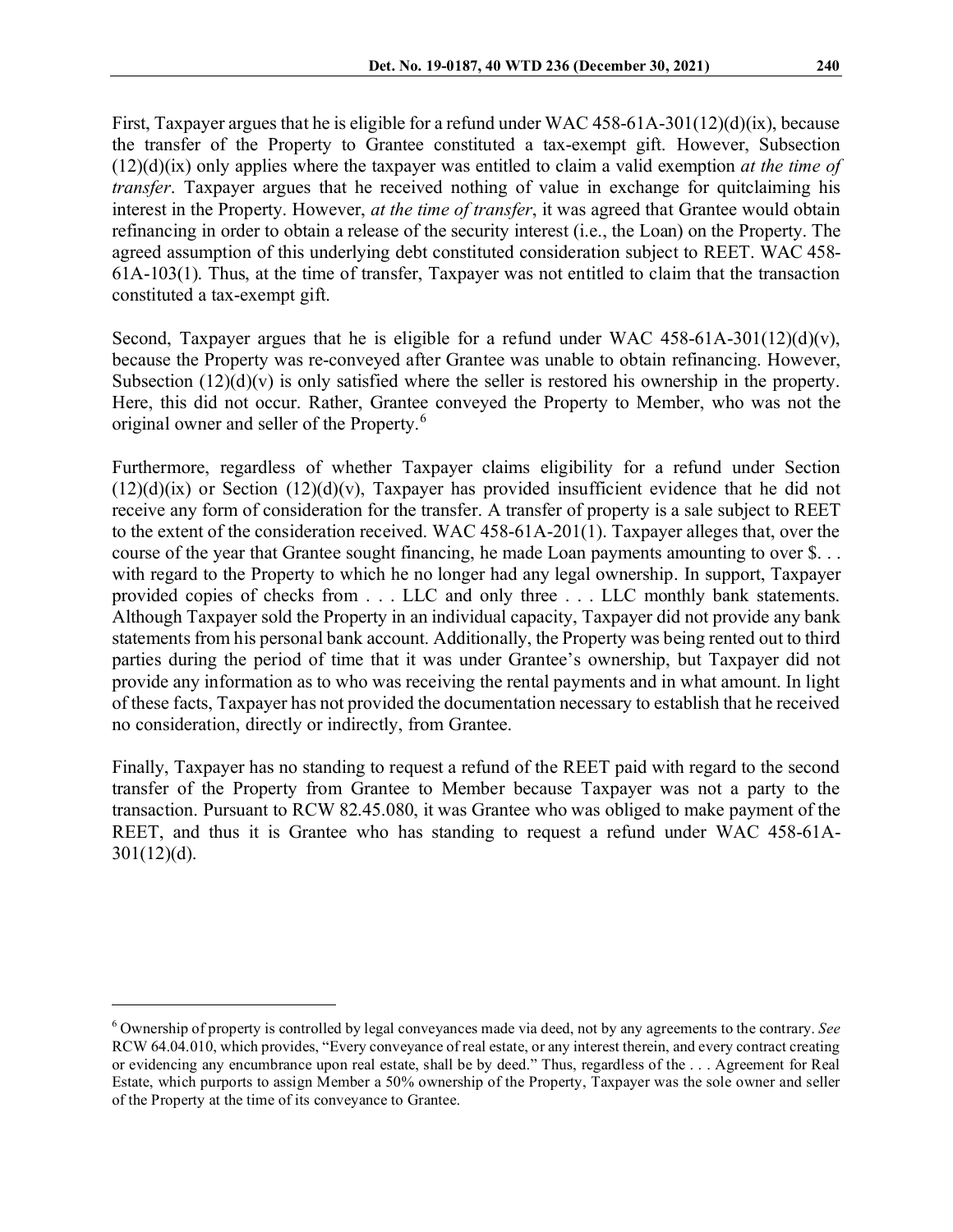First, Taxpayer argues that he is eligible for a refund under WAC 458-61A-301(12)(d)(ix), because the transfer of the Property to Grantee constituted a tax-exempt gift. However, Subsection (12)(d)(ix) only applies where the taxpayer was entitled to claim a valid exemption *at the time of transfer*. Taxpayer argues that he received nothing of value in exchange for quitclaiming his interest in the Property. However, *at the time of transfer*, it was agreed that Grantee would obtain refinancing in order to obtain a release of the security interest (i.e., the Loan) on the Property. The agreed assumption of this underlying debt constituted consideration subject to REET. WAC 458-61A-103(1). Thus, at the time of transfer, Taxpayer was not entitled to claim that the transaction constituted a tax-exempt gift.

Second, Taxpayer argues that he is eligible for a refund under WAC 458-61A-301(12)(d)(v), because the Property was re-conveyed after Grantee was unable to obtain refinancing. However, Subsection (12)(d)(v) is only satisfied where the seller is restored his ownership in the property. Here, this did not occur. Rather, Grantee conveyed the Property to Member, who was not the original owner and seller of the Property.[6]

Furthermore, regardless of whether Taxpayer claims eligibility for a refund under Section (12)(d)(ix) or Section (12)(d)(v), Taxpayer has provided insufficient evidence that he did not receive any form of consideration for the transfer. A transfer of property is a sale subject to REET to the extent of the consideration received. WAC 458-61A-201(1). Taxpayer alleges that, over the course of the year that Grantee sought financing, he made Loan payments amounting to over $. . . with regard to the Property to which he no longer had any legal ownership. In support, Taxpayer provided copies of checks from . . . LLC and only three . . . LLC monthly bank statements. Although Taxpayer sold the Property in an individual capacity, Taxpayer did not provide any bank statements from his personal bank account. Additionally, the Property was being rented out to third parties during the period of time that it was under Grantee's ownership, but Taxpayer did not provide any information as to who was receiving the rental payments and in what amount. In light of these facts, Taxpayer has not provided the documentation necessary to establish that he received no consideration, directly or indirectly, from Grantee.

Finally, Taxpayer has no standing to request a refund of the REET paid with regard to the second transfer of the Property from Grantee to Member because Taxpayer was not a party to the transaction. Pursuant to RCW 82.45.080, it was Grantee who was obliged to make payment of the REET, and thus it is Grantee who has standing to request a refund under WAC 458-61A-301(12)(d).

---

[6] Ownership of property is controlled by legal conveyances made via deed, not by any agreements to the contrary. *See* RCW 64.04.010, which provides, "Every conveyance of real estate, or any interest therein, and every contract creating or evidencing any encumbrance upon real estate, shall be by deed." Thus, regardless of the . . . Agreement for Real Estate, which purports to assign Member a 50% ownership of the Property, Taxpayer was the sole owner and seller of the Property at the time of its conveyance to Grantee.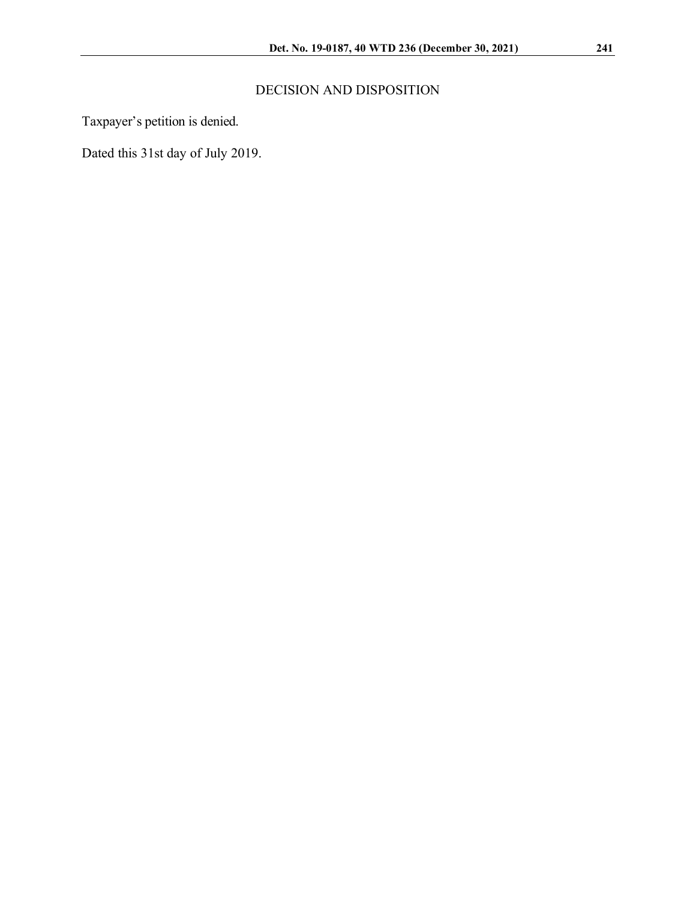## DECISION AND DISPOSITION

Taxpayer's petition is denied.

Dated this 31st day of July 2019.